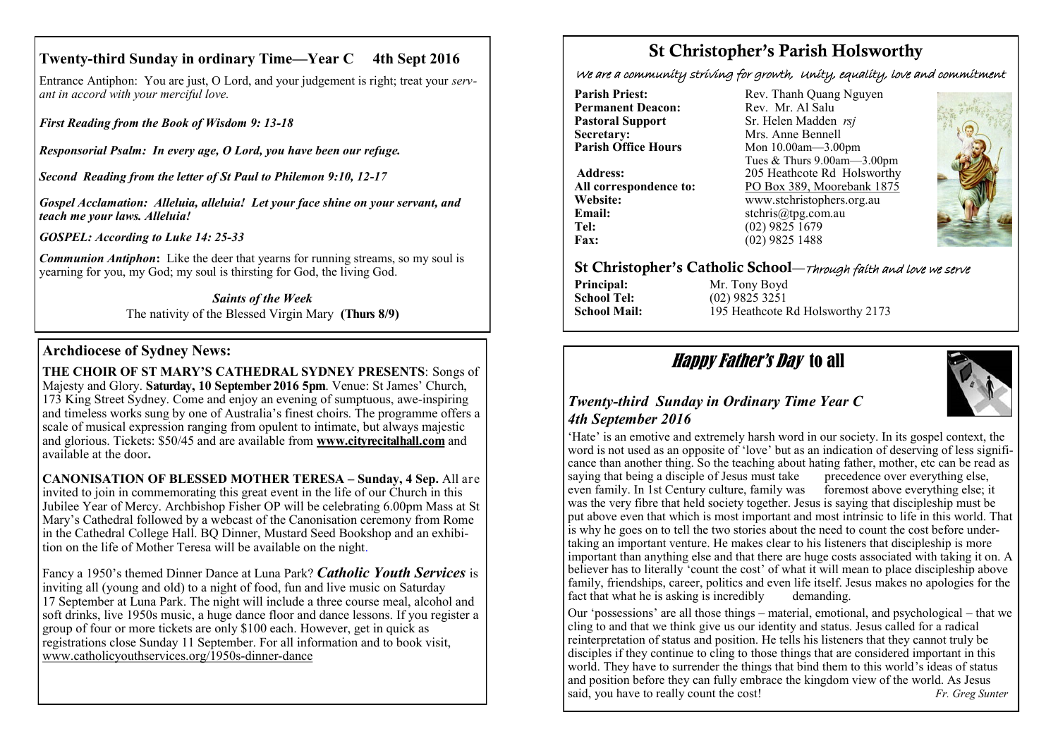## Twenty-third Sunday in ordinary Time—Year C 4th Sept 2016

Entrance Antiphon: You are just, O Lord, and your judgement is right; treat your *servant in accord with your merciful love.*

***First Reading from the Book of Wisdom 9: 13-18***

***Responsorial Psalm: In every age, O Lord, you have been our refuge.***

***Second Reading from the letter of St Paul to Philemon 9:10, 12-17***

***Gospel Acclamation: Alleluia, alleluia! Let your face shine on your servant, and teach me your laws. Alleluia!***

***GOSPEL: According to Luke 14: 25-33***

***Communion Antiphon*:** Like the deer that yearns for running streams, so my soul is yearning for you, my God; my soul is thirsting for God, the living God.

*Saints of the Week*

The nativity of the Blessed Virgin Mary **(Thurs 8/9)**

## Archdiocese of Sydney News:

**THE CHOIR OF ST MARY'S CATHEDRAL SYDNEY PRESENTS**: Songs of Majesty and Glory. **Saturday, 10 September 2016 5pm**. Venue: St James' Church, 173 King Street Sydney. Come and enjoy an evening of sumptuous, awe-inspiring and timeless works sung by one of Australia's finest choirs. The programme offers a scale of musical expression ranging from opulent to intimate, but always majestic and glorious. Tickets: $50/45 and are available from **www.cityrecitalhall.com** and available at the door**.**

**CANONISATION OF BLESSED MOTHER TERESA – Sunday, 4 Sep.** All are invited to join in commemorating this great event in the life of our Church in this Jubilee Year of Mercy. Archbishop Fisher OP will be celebrating 6.00pm Mass at St Mary's Cathedral followed by a webcast of the Canonisation ceremony from Rome in the Cathedral College Hall. BQ Dinner, Mustard Seed Bookshop and an exhibition on the life of Mother Teresa will be available on the night.

Fancy a 1950's themed Dinner Dance at Luna Park? ***Catholic Youth Services*** is inviting all (young and old) to a night of food, fun and live music on Saturday 17 September at Luna Park. The night will include a three course meal, alcohol and soft drinks, live 1950s music, a huge dance floor and dance lessons. If you register a group of four or more tickets are only $100 each. However, get in quick as registrations close Sunday 11 September. For all information and to book visit, www.catholicyouthservices.org/1950s-dinner-dance

# St Christopher's Parish Holsworthy

*We are a community striving for growth, Unity, equality, love and commitment*

**Parish Priest:** Rev. Thanh Quang Nguyen
**Permanent Deacon:** Rev. Mr. Al Salu
**Pastoral Support** Sr. Helen Madden *rsj*
**Secretary:** Mrs. Anne Bennell
**Parish Office Hours** Mon 10.00am—3.00pm; Tues & Thurs 9.00am—3.00pm
**Address:** 205 Heathcote Rd Holsworthy
**All correspondence to:** PO Box 389, Moorebank 1875
**Website:** www.stchristophers.org.au
**Email:** stchris@tpg.com.au
**Tel:** (02) 9825 1679
**Fax:** (02) 9825 1488

## St Christopher's Catholic School—*Through faith and love we serve*

**Principal:** Mr. Tony Boyd
**School Tel:** (02) 9825 3251
**School Mail:** 195 Heathcote Rd Holsworthy 2173

## *Happy Father's Day* to all

### *Twenty-third Sunday in Ordinary Time Year C 4th September 2016*

'Hate' is an emotive and extremely harsh word in our society. In its gospel context, the word is not used as an opposite of 'love' but as an indication of deserving of less significance than another thing. So the teaching about hating father, mother, etc can be read as saying that being a disciple of Jesus must take precedence over everything else, even family. In 1st Century culture, family was foremost above everything else; it was the very fibre that held society together. Jesus is saying that discipleship must be put above even that which is most important and most intrinsic to life in this world. That is why he goes on to tell the two stories about the need to count the cost before undertaking an important venture. He makes clear to his listeners that discipleship is more important than anything else and that there are huge costs associated with taking it on. A believer has to literally 'count the cost' of what it will mean to place discipleship above family, friendships, career, politics and even life itself. Jesus makes no apologies for the fact that what he is asking is incredibly demanding.

Our 'possessions' are all those things – material, emotional, and psychological – that we cling to and that we think give us our identity and status. Jesus called for a radical reinterpretation of status and position. He tells his listeners that they cannot truly be disciples if they continue to cling to those things that are considered important in this world. They have to surrender the things that bind them to this world's ideas of status and position before they can fully embrace the kingdom view of the world. As Jesus said, you have to really count the cost! *Fr. Greg Sunter*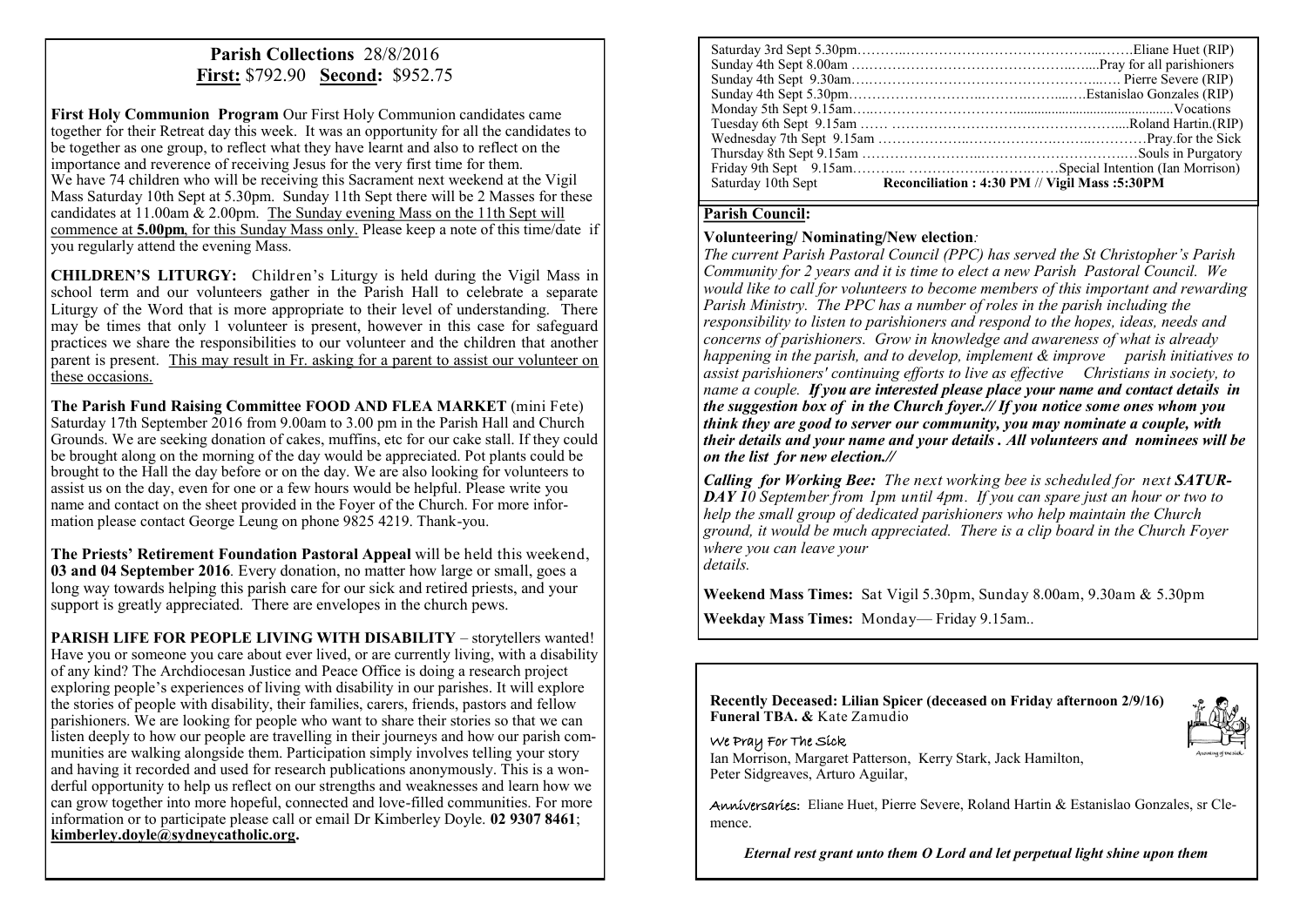## Parish Collections 28/8/2016

**First:** $792.90 **Second:** $952.75

**First Holy Communion Program** Our First Holy Communion candidates came together for their Retreat day this week. It was an opportunity for all the candidates to be together as one group, to reflect what they have learnt and also to reflect on the importance and reverence of receiving Jesus for the very first time for them. We have 74 children who will be receiving this Sacrament next weekend at the Vigil Mass Saturday 10th Sept at 5.30pm. Sunday 11th Sept there will be 2 Masses for these candidates at 11.00am & 2.00pm. The Sunday evening Mass on the 11th Sept will commence at **5.00pm**, for this Sunday Mass only. Please keep a note of this time/date if you regularly attend the evening Mass.

**CHILDREN'S LITURGY:** Children's Liturgy is held during the Vigil Mass in school term and our volunteers gather in the Parish Hall to celebrate a separate Liturgy of the Word that is more appropriate to their level of understanding. There may be times that only 1 volunteer is present, however in this case for safeguard practices we share the responsibilities to our volunteer and the children that another parent is present. This may result in Fr. asking for a parent to assist our volunteer on these occasions.

**The Parish Fund Raising Committee FOOD AND FLEA MARKET** (mini Fete) Saturday 17th September 2016 from 9.00am to 3.00 pm in the Parish Hall and Church Grounds. We are seeking donation of cakes, muffins, etc for our cake stall. If they could be brought along on the morning of the day would be appreciated. Pot plants could be brought to the Hall the day before or on the day. We are also looking for volunteers to assist us on the day, even for one or a few hours would be helpful. Please write you name and contact on the sheet provided in the Foyer of the Church. For more information please contact George Leung on phone 9825 4219. Thank-you.

**The Priests' Retirement Foundation Pastoral Appeal** will be held this weekend, **03 and 04 September 2016**. Every donation, no matter how large or small, goes a long way towards helping this parish care for our sick and retired priests, and your support is greatly appreciated. There are envelopes in the church pews.

**PARISH LIFE FOR PEOPLE LIVING WITH DISABILITY** – storytellers wanted! Have you or someone you care about ever lived, or are currently living, with a disability of any kind? The Archdiocesan Justice and Peace Office is doing a research project exploring people's experiences of living with disability in our parishes. It will explore the stories of people with disability, their families, carers, friends, pastors and fellow parishioners. We are looking for people who want to share their stories so that we can listen deeply to how our people are travelling in their journeys and how our parish communities are walking alongside them. Participation simply involves telling your story and having it recorded and used for research publications anonymously. This is a wonderful opportunity to help us reflect on our strengths and weaknesses and learn how we can grow together into more hopeful, connected and love-filled communities. For more information or to participate please call or email Dr Kimberley Doyle. **02 9307 8461**; **kimberley.doyle@sydneycatholic.org.**

| | |
|---|---|
| Saturday 3rd Sept 5.30pm | Eliane Huet (RIP) |
| Sunday 4th Sept 8.00am | Pray for all parishioners |
| Sunday 4th Sept 9.30am | Pierre Severe (RIP) |
| Sunday 4th Sept 5.30pm | Estanislao Gonzales (RIP) |
| Monday 5th Sept 9.15am | Vocations |
| Tuesday 6th Sept 9.15am | Roland Hartin.(RIP) |
| Wednesday 7th Sept 9.15am | Pray.for the Sick |
| Thursday 8th Sept 9.15am | Souls in Purgatory |
| Friday 9th Sept 9.15am | Special Intention (Ian Morrison) |
| Saturday 10th Sept | **Reconciliation : 4:30 PM // Vigil Mass :5:30PM** |

**Parish Council:**

**Volunteering/ Nominating/New election***:*

*The current Parish Pastoral Council (PPC) has served the St Christopher's Parish Community for 2 years and it is time to elect a new Parish Pastoral Council. We would like to call for volunteers to become members of this important and rewarding Parish Ministry. The PPC has a number of roles in the parish including the responsibility to listen to parishioners and respond to the hopes, ideas, needs and concerns of parishioners. Grow in knowledge and awareness of what is already happening in the parish, and to develop, implement & improve parish initiatives to assist parishioners' continuing efforts to live as effective Christians in society, to name a couple.* ***If you are interested please place your name and contact details in the suggestion box of in the Church foyer.// If you notice some ones whom you think they are good to server our community, you may nominate a couple, with their details and your name and your details . All volunteers and nominees will be on the list for new election.//***

***Calling for Working Bee:*** *The next working bee is scheduled for next* ***SATURDAY 1****0 September from 1pm until 4pm. If you can spare just an hour or two to help the small group of dedicated parishioners who help maintain the Church ground, it would be much appreciated. There is a clip board in the Church Foyer where you can leave your details.*

**Weekend Mass Times:** Sat Vigil 5.30pm, Sunday 8.00am, 9.30am & 5.30pm

**Weekday Mass Times:** Monday— Friday 9.15am..

**Recently Deceased: Lilian Spicer (deceased on Friday afternoon 2/9/16) Funeral TBA. &** Kate Zamudio

We Pray For The Sick

Ian Morrison, Margaret Patterson, Kerry Stark, Jack Hamilton, Peter Sidgreaves, Arturo Aguilar,

Anniversaries: Eliane Huet, Pierre Severe, Roland Hartin & Estanislao Gonzales, sr Clemence.

***Eternal rest grant unto them O Lord and let perpetual light shine upon them***